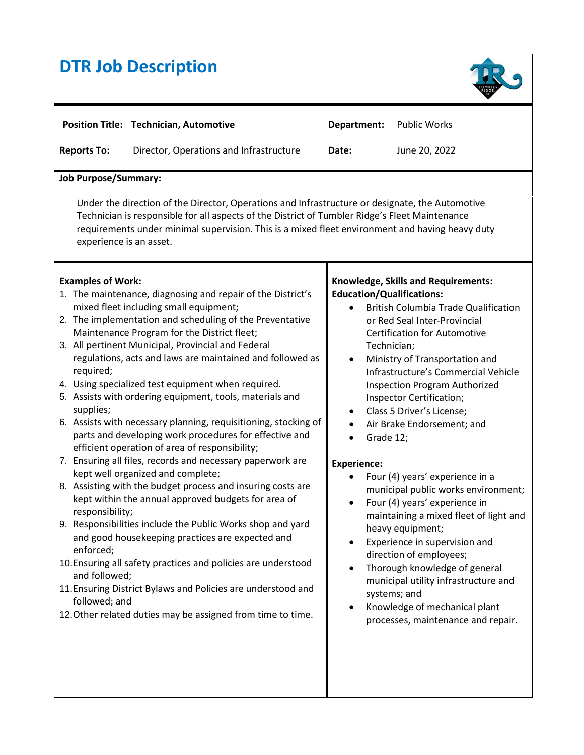# DTR Job Description

| | | | |
|---|---|---|---|
| **Position Title:** | **Technician, Automotive** | **Department:** | Public Works |
| **Reports To:** | Director, Operations and Infrastructure | **Date:** | June 20, 2022 |

**Job Purpose/Summary:**

Under the direction of the Director, Operations and Infrastructure or designate, the Automotive Technician is responsible for all aspects of the District of Tumbler Ridge's Fleet Maintenance requirements under minimal supervision. This is a mixed fleet environment and having heavy duty experience is an asset.

**Examples of Work:**

1. The maintenance, diagnosing and repair of the District's mixed fleet including small equipment;
2. The implementation and scheduling of the Preventative Maintenance Program for the District fleet;
3. All pertinent Municipal, Provincial and Federal regulations, acts and laws are maintained and followed as required;
4. Using specialized test equipment when required.
5. Assists with ordering equipment, tools, materials and supplies;
6. Assists with necessary planning, requisitioning, stocking of parts and developing work procedures for effective and efficient operation of area of responsibility;
7. Ensuring all files, records and necessary paperwork are kept well organized and complete;
8. Assisting with the budget process and insuring costs are kept within the annual approved budgets for area of responsibility;
9. Responsibilities include the Public Works shop and yard and good housekeeping practices are expected and enforced;
10. Ensuring all safety practices and policies are understood and followed;
11. Ensuring District Bylaws and Policies are understood and followed; and
12. Other related duties may be assigned from time to time.

**Knowledge, Skills and Requirements:**
**Education/Qualifications:**

- British Columbia Trade Qualification or Red Seal Inter-Provincial Certification for Automotive Technician;
- Ministry of Transportation and Infrastructure's Commercial Vehicle Inspection Program Authorized Inspector Certification;
- Class 5 Driver's License;
- Air Brake Endorsement; and
- Grade 12;

**Experience:**

- Four (4) years' experience in a municipal public works environment;
- Four (4) years' experience in maintaining a mixed fleet of light and heavy equipment;
- Experience in supervision and direction of employees;
- Thorough knowledge of general municipal utility infrastructure and systems; and
- Knowledge of mechanical plant processes, maintenance and repair.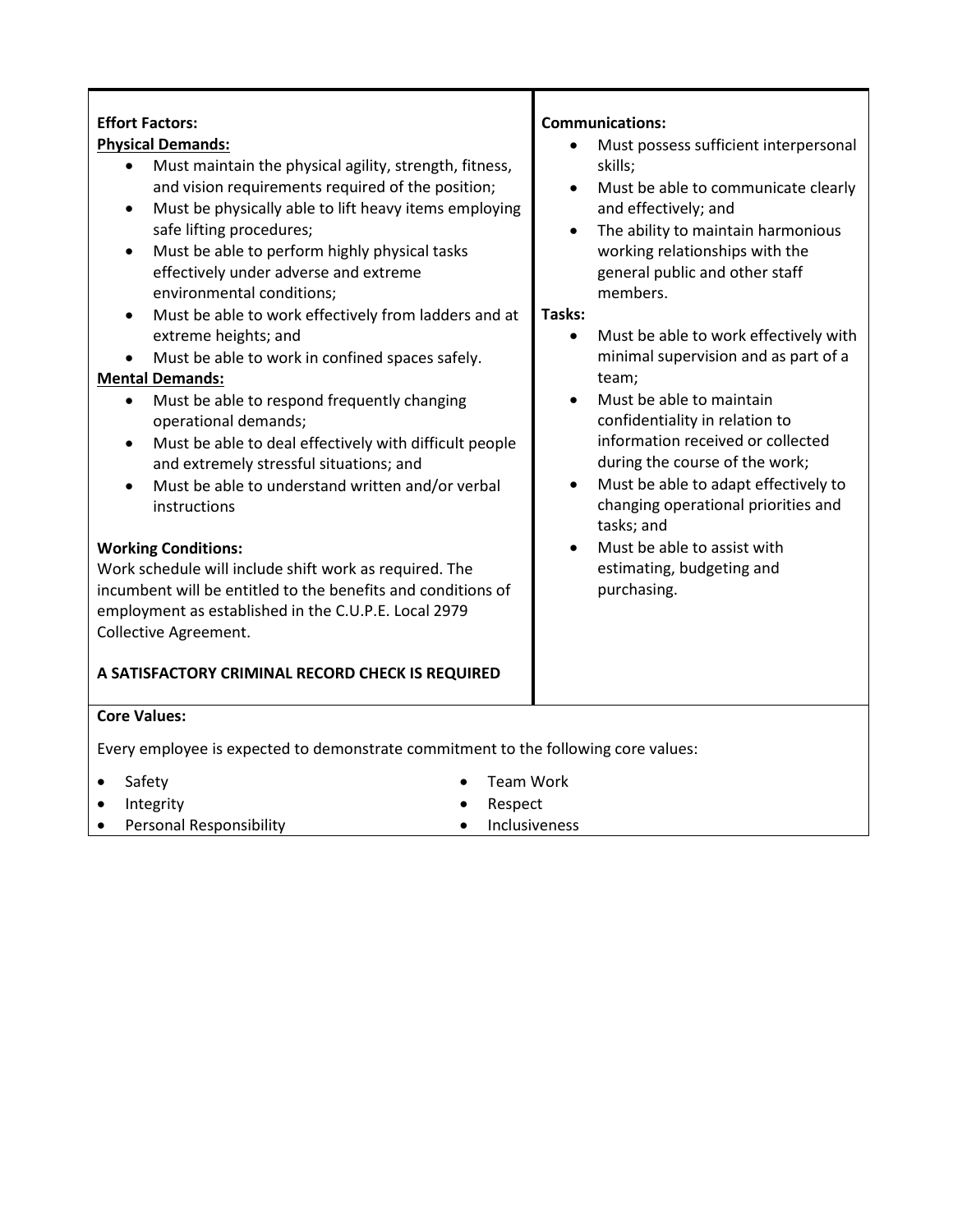**Effort Factors:**

**Physical Demands:**

- Must maintain the physical agility, strength, fitness, and vision requirements required of the position;
- Must be physically able to lift heavy items employing safe lifting procedures;
- Must be able to perform highly physical tasks effectively under adverse and extreme environmental conditions;
- Must be able to work effectively from ladders and at extreme heights; and
- Must be able to work in confined spaces safely.

**Mental Demands:**

- Must be able to respond frequently changing operational demands;
- Must be able to deal effectively with difficult people and extremely stressful situations; and
- Must be able to understand written and/or verbal instructions

**Working Conditions:**

Work schedule will include shift work as required. The incumbent will be entitled to the benefits and conditions of employment as established in the C.U.P.E. Local 2979 Collective Agreement.

**A SATISFACTORY CRIMINAL RECORD CHECK IS REQUIRED**

**Communications:**

- Must possess sufficient interpersonal skills;
- Must be able to communicate clearly and effectively; and
- The ability to maintain harmonious working relationships with the general public and other staff members.

**Tasks:**

- Must be able to work effectively with minimal supervision and as part of a team;
- Must be able to maintain confidentiality in relation to information received or collected during the course of the work;
- Must be able to adapt effectively to changing operational priorities and tasks; and
- Must be able to assist with estimating, budgeting and purchasing.

**Core Values:**

Every employee is expected to demonstrate commitment to the following core values:

- Safety
- Integrity
- Personal Responsibility
- Team Work
- Respect
- Inclusiveness